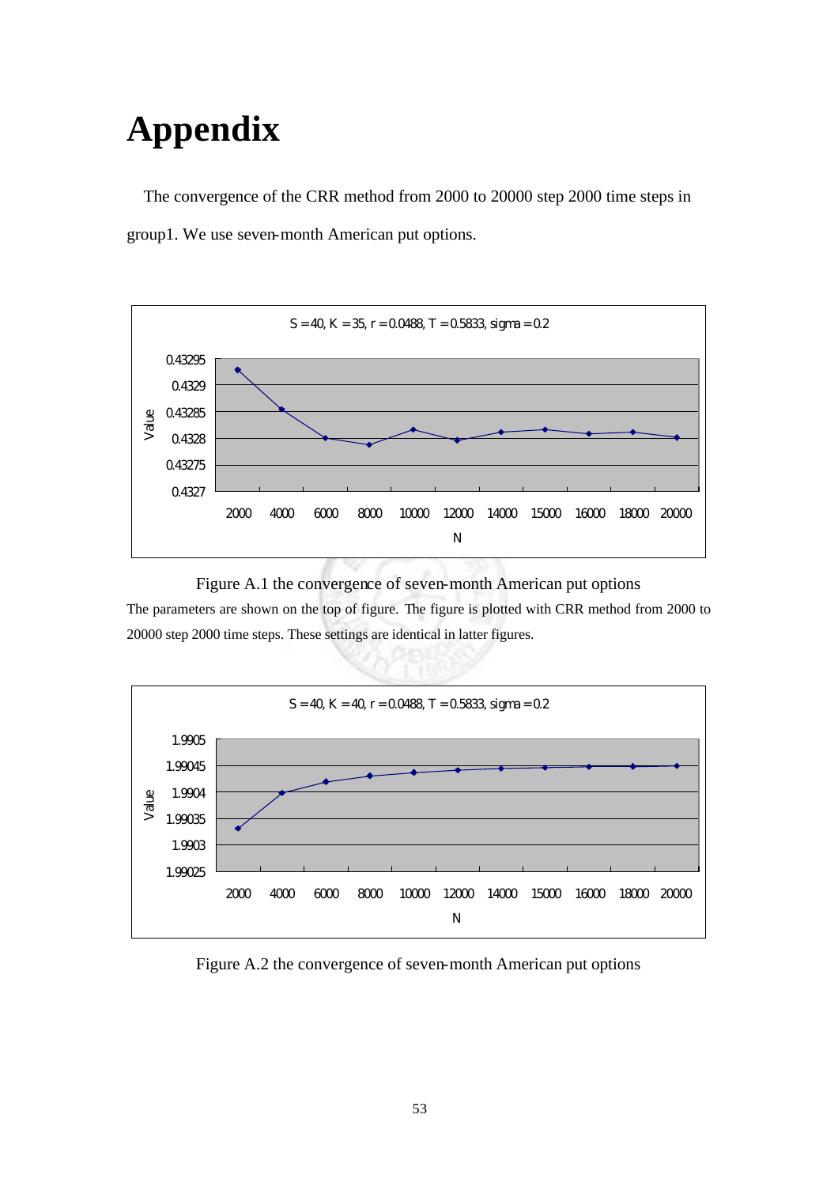# Appendix

The convergence of the CRR method from 2000 to 20000 step 2000 time steps in group1. We use seven-month American put options.

Figure A.1 the convergence of seven-month American put options

The parameters are shown on the top of figure. The figure is plotted with CRR method from 2000 to 20000 step 2000 time steps. These settings are identical in latter figures.

Figure A.2 the convergence of seven-month American put options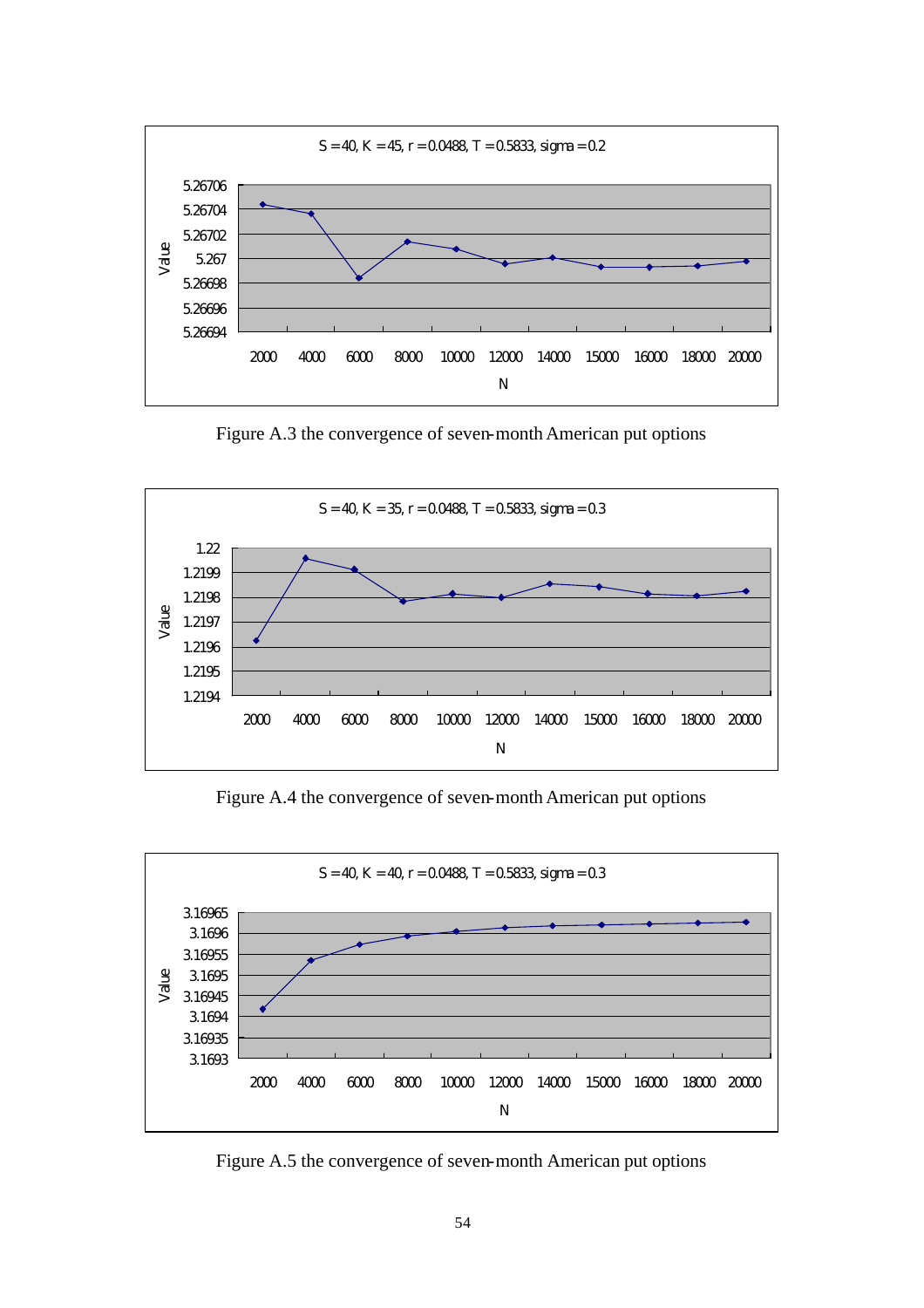Figure A.3 the convergence of seven-month American put options

Figure A.4 the convergence of seven-month American put options

Figure A.5 the convergence of seven-month American put options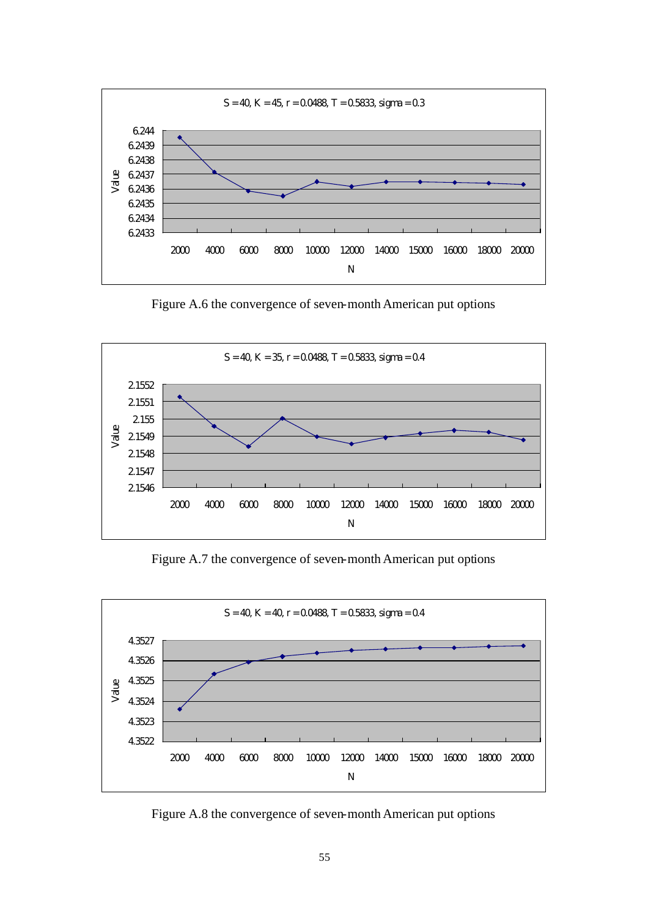S = 40, K = 45, r = 0.0488, T = 0.5833, sigma = 0.3

Figure A.6 the convergence of seven-month American put options

S = 40, K = 35, r = 0.0488, T = 0.5833, sigma = 0.4

Figure A.7 the convergence of seven-month American put options

S = 40, K = 40, r = 0.0488, T = 0.5833, sigma = 0.4

Figure A.8 the convergence of seven-month American put options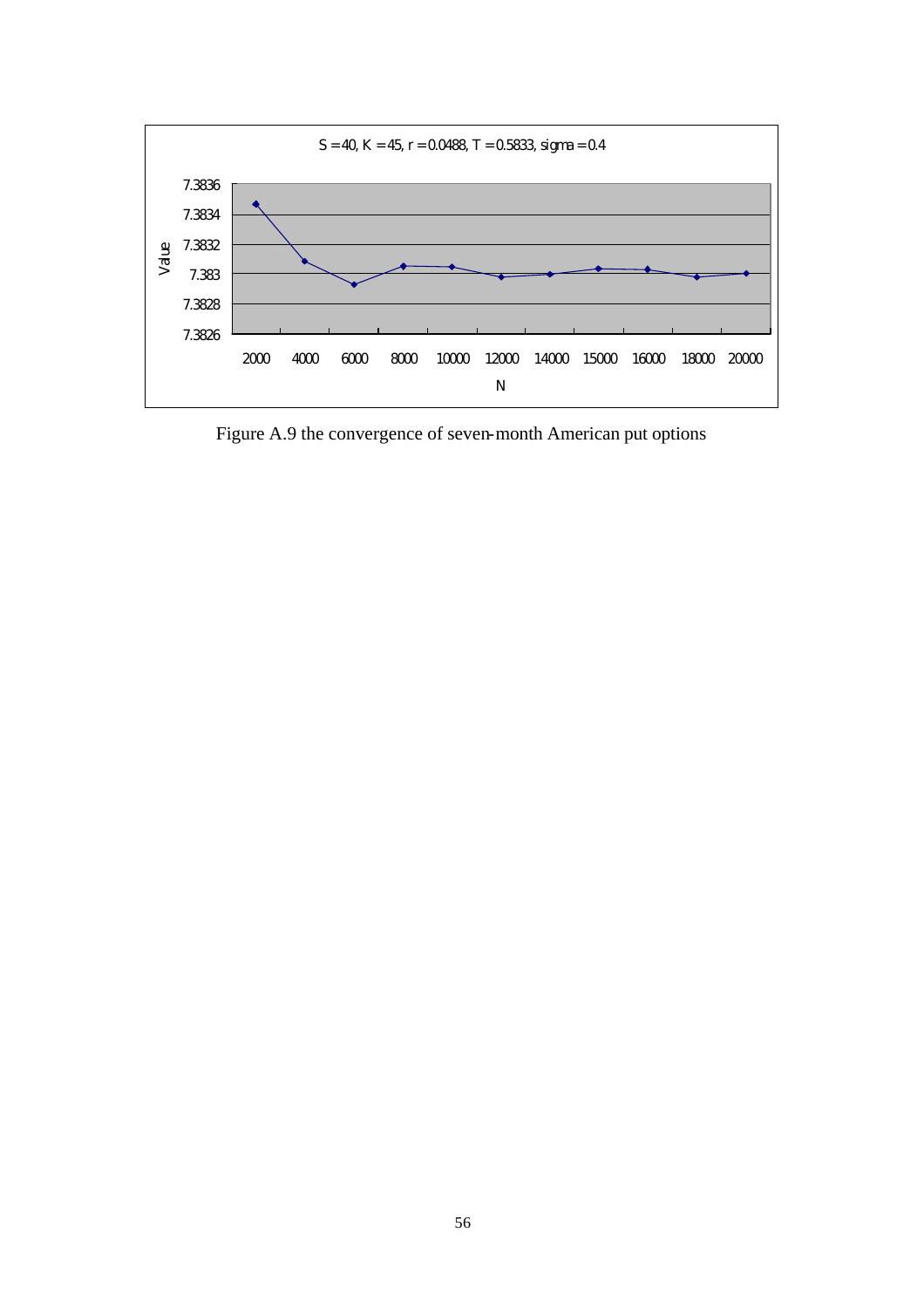S = 40, K = 45, r = 0.0488, T = 0.5833, sigma = 0.4

Value

7.3836
7.3834
7.3832
7.383
7.3828
7.3826

2000 4000 6000 8000 10000 12000 14000 15000 16000 18000 20000

N

Figure A.9 the convergence of seven-month American put options